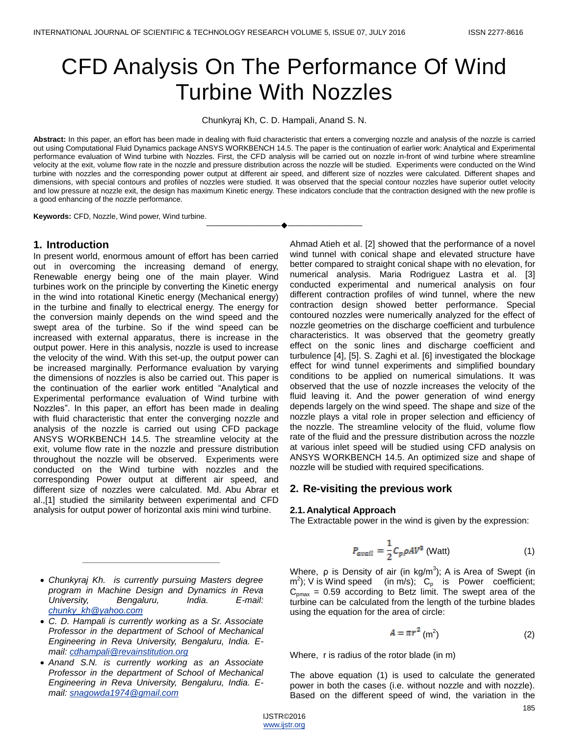# CFD Analysis On The Performance Of Wind Turbine With Nozzles

Chunkyraj Kh, C. D. Hampali, Anand S. N.

**Abstract:** In this paper, an effort has been made in dealing with fluid characteristic that enters a converging nozzle and analysis of the nozzle is carried out using Computational Fluid Dynamics package ANSYS WORKBENCH 14.5. The paper is the continuation of earlier work: Analytical and Experimental performance evaluation of Wind turbine with Nozzles. First, the CFD analysis will be carried out on nozzle in-front of wind turbine where streamline velocity at the exit, volume flow rate in the nozzle and pressure distribution across the nozzle will be studied. Experiments were conducted on the Wind turbine with nozzles and the corresponding power output at different air speed, and different size of nozzles were calculated. Different shapes and dimensions, with special contours and profiles of nozzles were studied. It was observed that the special contour nozzles have superior outlet velocity and low pressure at nozzle exit, the design has maximum Kinetic energy. These indicators conclude that the contraction designed with the new profile is a good enhancing of the nozzle performance.

**Keywords:** CFD, Nozzle, Wind power, Wind turbine.

## 1. Introduction

In present world, enormous amount of effort has been carried out in overcoming the increasing demand of energy, Renewable energy being one of the main player. Wind turbines work on the principle by converting the Kinetic energy in the wind into rotational Kinetic energy (Mechanical energy) in the turbine and finally to electrical energy. The energy for the conversion mainly depends on the wind speed and the swept area of the turbine. So if the wind speed can be increased with external apparatus, there is increase in the output power. Here in this analysis, nozzle is used to increase the velocity of the wind. With this set-up, the output power can be increased marginally. Performance evaluation by varying the dimensions of nozzles is also be carried out. This paper is the continuation of the earlier work entitled "Analytical and Experimental performance evaluation of Wind turbine with Nozzles". In this paper, an effort has been made in dealing with fluid characteristic that enter the converging nozzle and analysis of the nozzle is carried out using CFD package ANSYS WORKBENCH 14.5. The streamline velocity at the exit, volume flow rate in the nozzle and pressure distribution throughout the nozzle will be observed. Experiments were conducted on the Wind turbine with nozzles and the corresponding Power output at different air speed, and different size of nozzles were calculated. Md. Abu Abrar et al.,[1] studied the similarity between experimental and CFD analysis for output power of horizontal axis mini wind turbine. Ahmad Atieh et al. [2] showed that the performance of a novel wind tunnel with conical shape and elevated structure have better compared to straight conical shape with no elevation, for numerical analysis. Maria Rodriguez Lastra et al. [3] conducted experimental and numerical analysis on four different contraction profiles of wind tunnel, where the new contraction design showed better performance. Special contoured nozzles were numerically analyzed for the effect of nozzle geometries on the discharge coefficient and turbulence characteristics. It was observed that the geometry greatly effect on the sonic lines and discharge coefficient and turbulence [4], [5]. S. Zaghi et al. [6] investigated the blockage effect for wind tunnel experiments and simplified boundary conditions to be applied on numerical simulations. It was observed that the use of nozzle increases the velocity of the fluid leaving it. And the power generation of wind energy depends largely on the wind speed. The shape and size of the nozzle plays a vital role in proper selection and efficiency of the nozzle. The streamline velocity of the fluid, volume flow rate of the fluid and the pressure distribution across the nozzle at various inlet speed will be studied using CFD analysis on ANSYS WORKBENCH 14.5. An optimized size and shape of nozzle will be studied with required specifications.

## 2. Re-visiting the previous work

### 2.1. Analytical Approach

The Extractable power in the wind is given by the expression:

$$P_{avail} = \frac{1}{2} C_p \rho A V^3 \text{ (Watt)} \tag{1}$$

Where, ρ is Density of air (in kg/m$^3$); A is Area of Swept (in m$^2$); V is Wind speed (in m/s); $C_p$ is Power coefficient; $C_{pmax}$ = 0.59 according to Betz limit. The swept area of the turbine can be calculated from the length of the turbine blades using the equation for the area of circle:

$$A = \pi r^2 \text{ (m}^2\text{)} \tag{2}$$

Where, r is radius of the rotor blade (in m)

The above equation (1) is used to calculate the generated power in both the cases (i.e. without nozzle and with nozzle). Based on the different speed of wind, the variation in the

---

- *Chunkyraj Kh. is currently pursuing Masters degree program in Machine Design and Dynamics in Reva University, Bengaluru, India. E-mail: chunky_kh@yahoo.com*
- *C. D. Hampali is currently working as a Sr. Associate Professor in the department of School of Mechanical Engineering in Reva University, Bengaluru, India. E-mail: cdhampali@revainstitution.org*
- *Anand S.N. is currently working as an Associate Professor in the department of School of Mechanical Engineering in Reva University, Bengaluru, India. E-mail: snagowda1974@gmail.com*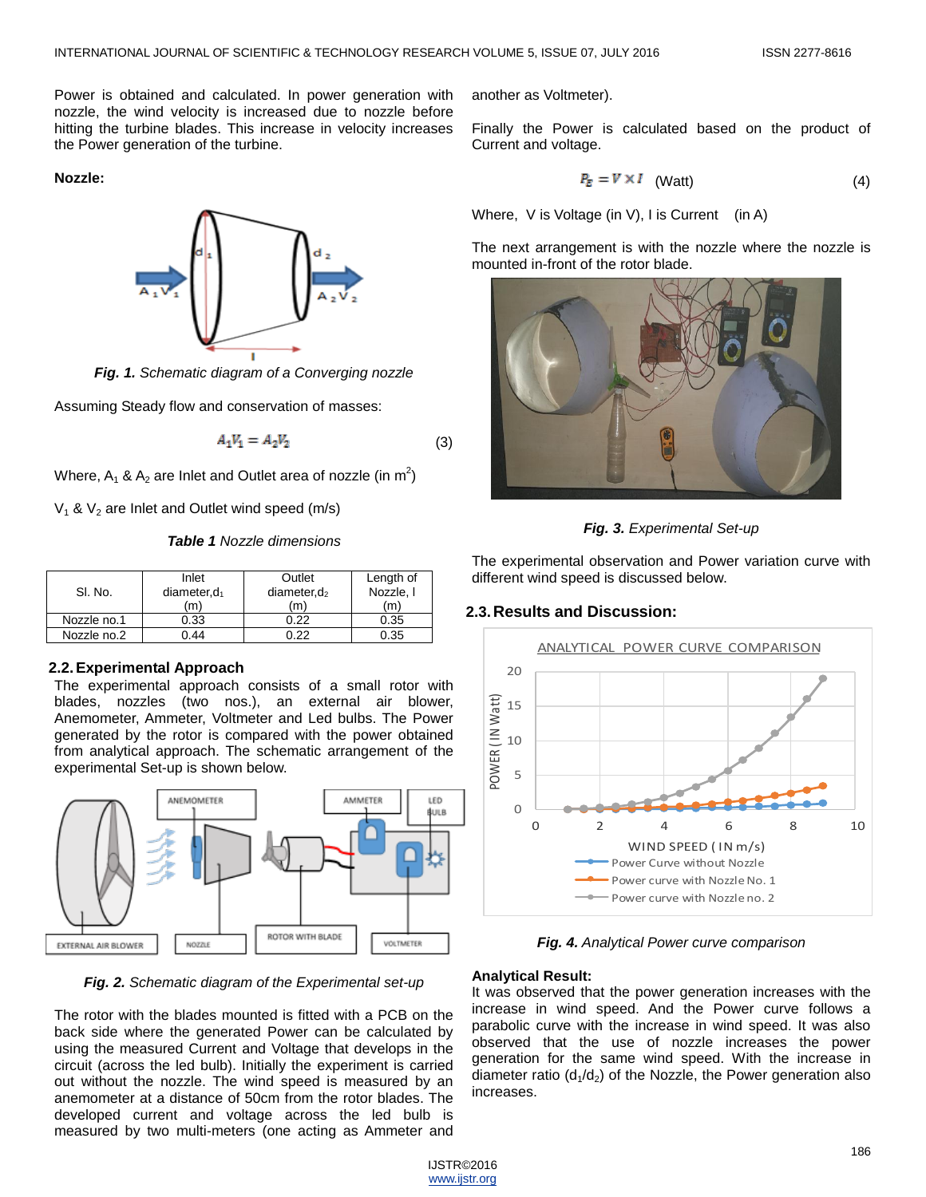Power is obtained and calculated. In power generation with nozzle, the wind velocity is increased due to nozzle before hitting the turbine blades. This increase in velocity increases the Power generation of the turbine.

**Nozzle:**

*Fig. 1.* Schematic diagram of a Converging nozzle

Assuming Steady flow and conservation of masses:

$$A_1V_1 = A_2V_2 \tag{3}$$

Where, $A_1$ & $A_2$ are Inlet and Outlet area of nozzle (in $m^2$)

$V_1$ & $V_2$ are Inlet and Outlet wind speed (m/s)

***Table 1*** *Nozzle dimensions*

| Sl. No. | Inlet diameter, $d_1$ (m) | Outlet diameter, $d_2$ (m) | Length of Nozzle, l (m) |
|---|---|---|---|
| Nozzle no.1 | 0.33 | 0.22 | 0.35 |
| Nozzle no.2 | 0.44 | 0.22 | 0.35 |

## 2.2. Experimental Approach

The experimental approach consists of a small rotor with blades, nozzles (two nos.), an external air blower, Anemometer, Ammeter, Voltmeter and Led bulbs. The Power generated by the rotor is compared with the power obtained from analytical approach. The schematic arrangement of the experimental Set-up is shown below.

***Fig. 2.*** *Schematic diagram of the Experimental set-up*

The rotor with the blades mounted is fitted with a PCB on the back side where the generated Power can be calculated by using the measured Current and Voltage that develops in the circuit (across the led bulb). Initially the experiment is carried out without the nozzle. The wind speed is measured by an anemometer at a distance of 50cm from the rotor blades. The developed current and voltage across the led bulb is measured by two multi-meters (one acting as Ammeter and another as Voltmeter).

Finally the Power is calculated based on the product of Current and voltage.

$$P_E = V \times I \quad \text{(Watt)} \tag{4}$$

Where, V is Voltage (in V), I is Current (in A)

The next arrangement is with the nozzle where the nozzle is mounted in-front of the rotor blade.

***Fig. 3.*** *Experimental Set-up*

The experimental observation and Power variation curve with different wind speed is discussed below.

## 2.3. Results and Discussion:

***Fig. 4.*** *Analytical Power curve comparison*

**Analytical Result:**

It was observed that the power generation increases with the increase in wind speed. And the Power curve follows a parabolic curve with the increase in wind speed. It was also observed that the use of nozzle increases the power generation for the same wind speed. With the increase in diameter ratio ($d_1/d_2$) of the Nozzle, the Power generation also increases.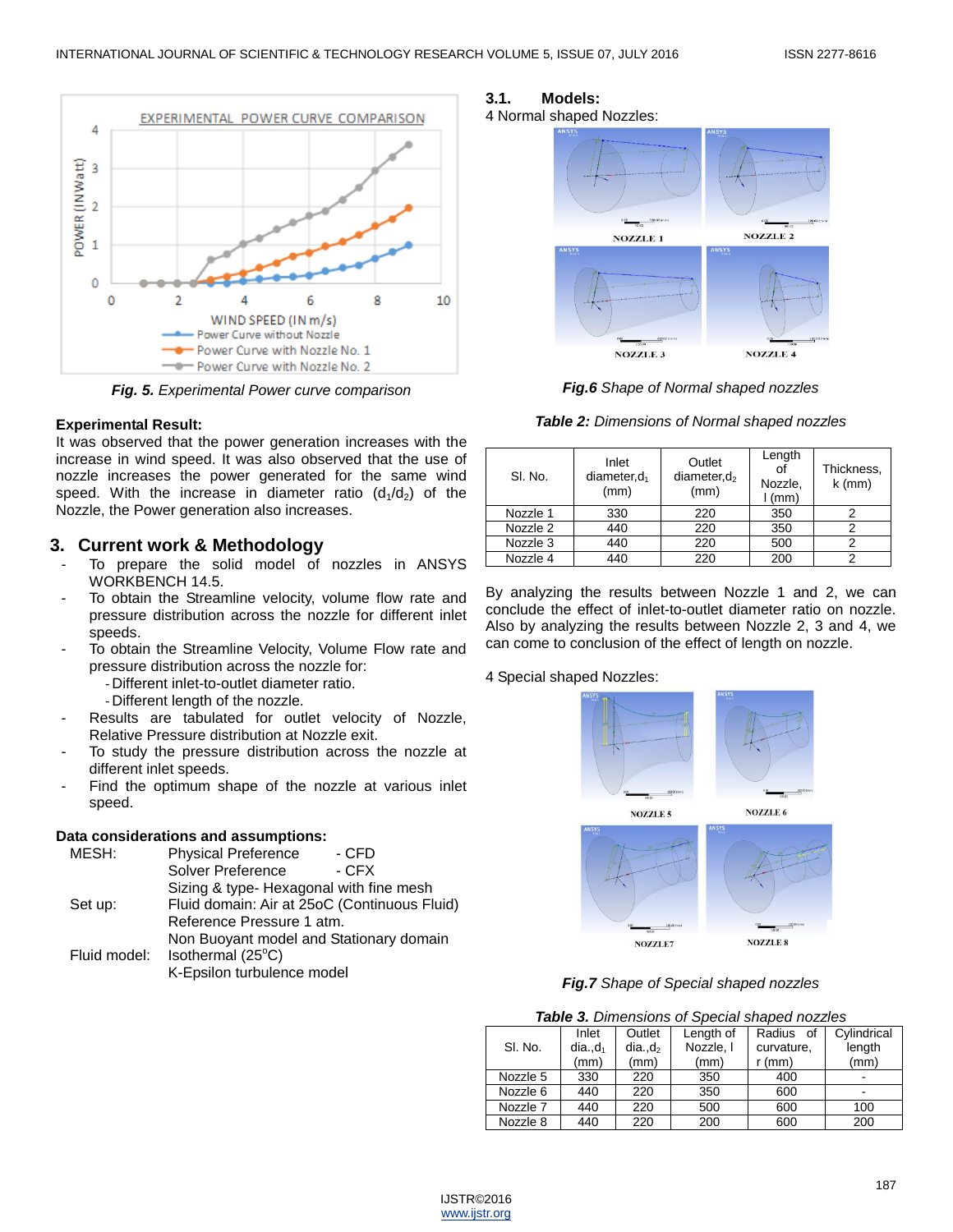*Fig. 5. Experimental Power curve comparison*

**Experimental Result:**
It was observed that the power generation increases with the increase in wind speed. It was also observed that the use of nozzle increases the power generated for the same wind speed. With the increase in diameter ratio ($d_1/d_2$) of the Nozzle, the Power generation also increases.

## 3. Current work & Methodology

- To prepare the solid model of nozzles in ANSYS WORKBENCH 14.5.
- To obtain the Streamline velocity, volume flow rate and pressure distribution across the nozzle for different inlet speeds.
- To obtain the Streamline Velocity, Volume Flow rate and pressure distribution across the nozzle for:
  - Different inlet-to-outlet diameter ratio.
  - Different length of the nozzle.
- Results are tabulated for outlet velocity of Nozzle, Relative Pressure distribution at Nozzle exit.
- To study the pressure distribution across the nozzle at different inlet speeds.
- Find the optimum shape of the nozzle at various inlet speed.

**Data considerations and assumptions:**

MESH: Physical Preference - CFD
Solver Preference - CFX
Sizing & type- Hexagonal with fine mesh

Set up: Fluid domain: Air at 25oC (Continuous Fluid)
Reference Pressure 1 atm.
Non Buoyant model and Stationary domain

Fluid model: Isothermal (25°C)
K-Epsilon turbulence model

### 3.1. Models:

4 Normal shaped Nozzles:

*Fig.6 Shape of Normal shaped nozzles*

*Table 2: Dimensions of Normal shaped nozzles*

| Sl. No. | Inlet diameter, $d_1$ (mm) | Outlet diameter, $d_2$ (mm) | Length of Nozzle, l (mm) | Thickness, k (mm) |
|---|---|---|---|---|
| Nozzle 1 | 330 | 220 | 350 | 2 |
| Nozzle 2 | 440 | 220 | 350 | 2 |
| Nozzle 3 | 440 | 220 | 500 | 2 |
| Nozzle 4 | 440 | 220 | 200 | 2 |

By analyzing the results between Nozzle 1 and 2, we can conclude the effect of inlet-to-outlet diameter ratio on nozzle. Also by analyzing the results between Nozzle 2, 3 and 4, we can come to conclusion of the effect of length on nozzle.

4 Special shaped Nozzles:

*Fig.7 Shape of Special shaped nozzles*

*Table 3. Dimensions of Special shaped nozzles*

| Sl. No. | Inlet dia., $d_1$ (mm) | Outlet dia., $d_2$ (mm) | Length of Nozzle, l (mm) | Radius of curvature, r (mm) | Cylindrical length (mm) |
|---|---|---|---|---|---|
| Nozzle 5 | 330 | 220 | 350 | 400 | - |
| Nozzle 6 | 440 | 220 | 350 | 600 | - |
| Nozzle 7 | 440 | 220 | 500 | 600 | 100 |
| Nozzle 8 | 440 | 220 | 200 | 600 | 200 |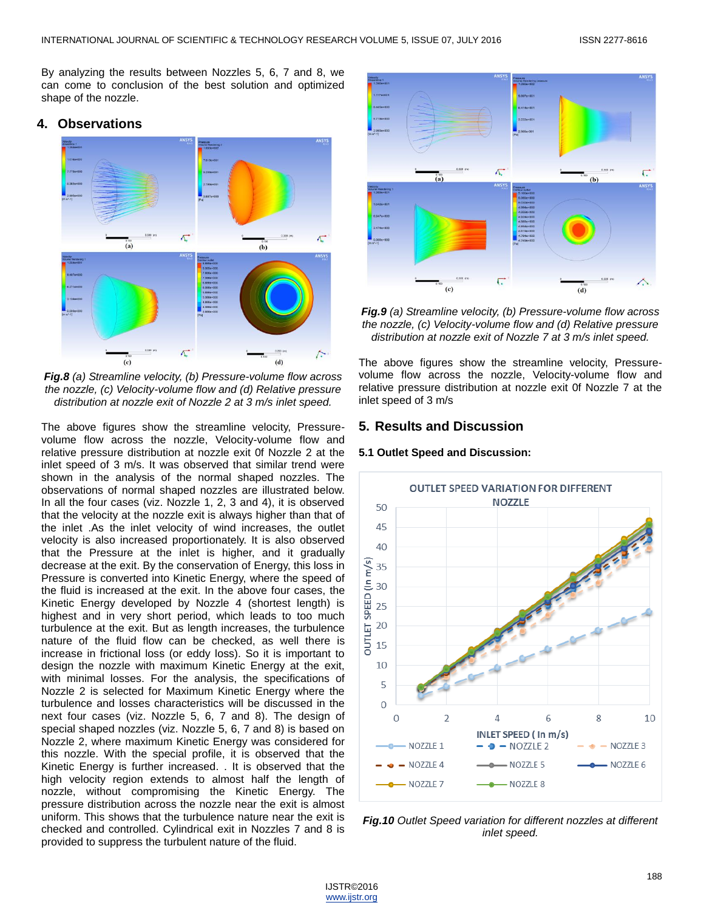By analyzing the results between Nozzles 5, 6, 7 and 8, we can come to conclusion of the best solution and optimized shape of the nozzle.

## 4. Observations

***Fig.8** (a) Streamline velocity, (b) Pressure-volume flow across the nozzle, (c) Velocity-volume flow and (d) Relative pressure distribution at nozzle exit of Nozzle 2 at 3 m/s inlet speed.*

The above figures show the streamline velocity, Pressure-volume flow across the nozzle, Velocity-volume flow and relative pressure distribution at nozzle exit 0f Nozzle 2 at the inlet speed of 3 m/s. It was observed that similar trend were shown in the analysis of the normal shaped nozzles. The observations of normal shaped nozzles are illustrated below. In all the four cases (viz. Nozzle 1, 2, 3 and 4), it is observed that the velocity at the nozzle exit is always higher than that of the inlet .As the inlet velocity of wind increases, the outlet velocity is also increased proportionately. It is also observed that the Pressure at the inlet is higher, and it gradually decrease at the exit. By the conservation of Energy, this loss in Pressure is converted into Kinetic Energy, where the speed of the fluid is increased at the exit. In the above four cases, the Kinetic Energy developed by Nozzle 4 (shortest length) is highest and in very short period, which leads to too much turbulence at the exit. But as length increases, the turbulence nature of the fluid flow can be checked, as well there is increase in frictional loss (or eddy loss). So it is important to design the nozzle with maximum Kinetic Energy at the exit, with minimal losses. For the analysis, the specifications of Nozzle 2 is selected for Maximum Kinetic Energy where the turbulence and losses characteristics will be discussed in the next four cases (viz. Nozzle 5, 6, 7 and 8). The design of special shaped nozzles (viz. Nozzle 5, 6, 7 and 8) is based on Nozzle 2, where maximum Kinetic Energy was considered for this nozzle. With the special profile, it is observed that the Kinetic Energy is further increased. . It is observed that the high velocity region extends to almost half the length of nozzle, without compromising the Kinetic Energy. The pressure distribution across the nozzle near the exit is almost uniform. This shows that the turbulence nature near the exit is checked and controlled. Cylindrical exit in Nozzles 7 and 8 is provided to suppress the turbulent nature of the fluid.

***Fig.9** (a) Streamline velocity, (b) Pressure-volume flow across the nozzle, (c) Velocity-volume flow and (d) Relative pressure distribution at nozzle exit of Nozzle 7 at 3 m/s inlet speed.*

The above figures show the streamline velocity, Pressure-volume flow across the nozzle, Velocity-volume flow and relative pressure distribution at nozzle exit 0f Nozzle 7 at the inlet speed of 3 m/s

## 5. Results and Discussion

### 5.1 Outlet Speed and Discussion:

***Fig.10** Outlet Speed variation for different nozzles at different inlet speed.*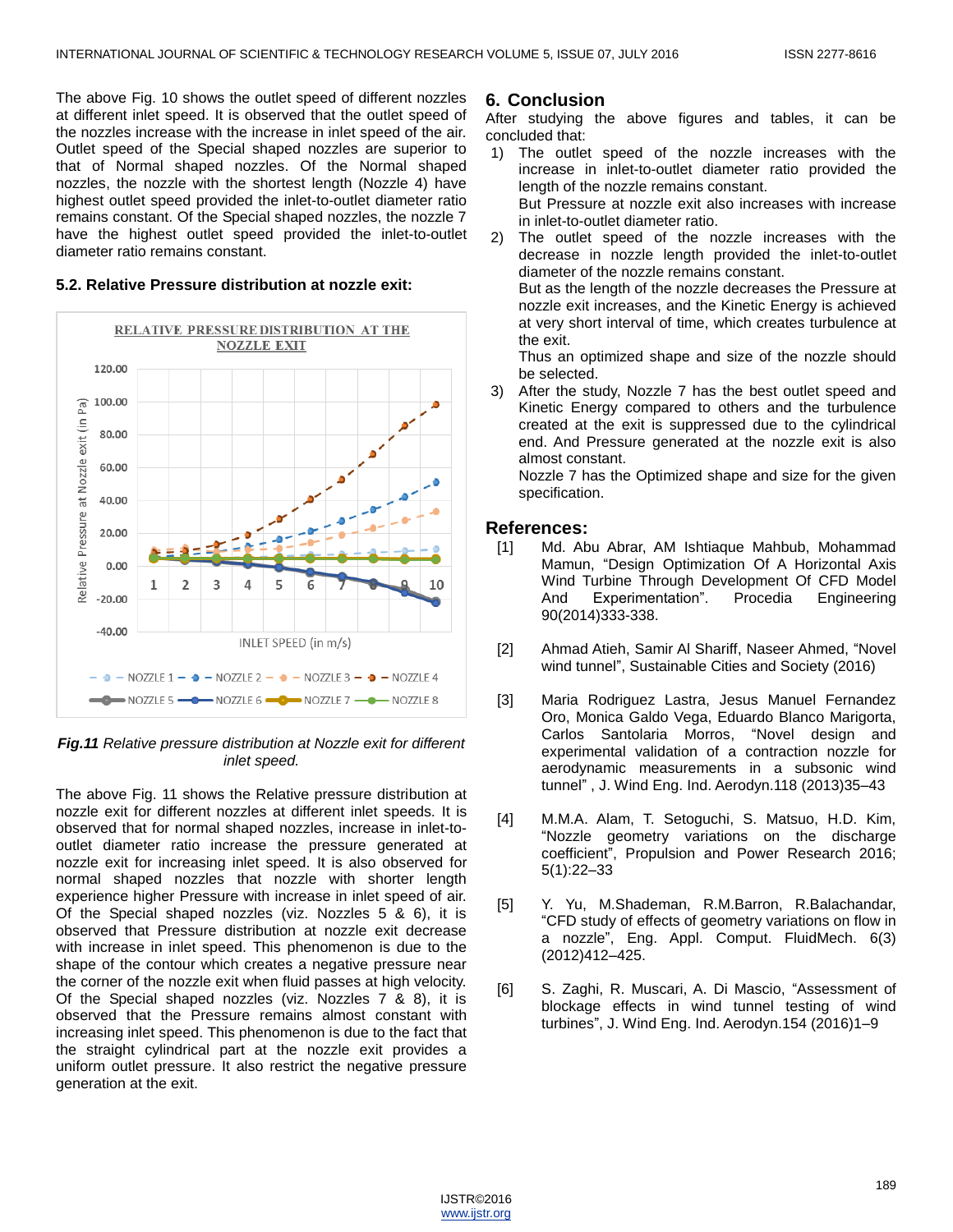The above Fig. 10 shows the outlet speed of different nozzles at different inlet speed. It is observed that the outlet speed of the nozzles increase with the increase in inlet speed of the air. Outlet speed of the Special shaped nozzles are superior to that of Normal shaped nozzles. Of the Normal shaped nozzles, the nozzle with the shortest length (Nozzle 4) have highest outlet speed provided the inlet-to-outlet diameter ratio remains constant. Of the Special shaped nozzles, the nozzle 7 have the highest outlet speed provided the inlet-to-outlet diameter ratio remains constant.

### 5.2. Relative Pressure distribution at nozzle exit:

RELATIVE PRESSURE DISTRIBUTION AT THE NOZZLE EXIT

Relative Pressure at Nozzle exit (in Pa)

120.00
100.00
80.00
60.00
40.00
20.00
0.00
-20.00
-40.00

1 2 3 4 5 6 7 8 9 10

INLET SPEED (in m/s)

NOZZLE 1 NOZZLE 2 NOZZLE 3 NOZZLE 4
NOZZLE 5 NOZZLE 6 NOZZLE 7 NOZZLE 8

***Fig.11*** *Relative pressure distribution at Nozzle exit for different inlet speed.*

The above Fig. 11 shows the Relative pressure distribution at nozzle exit for different nozzles at different inlet speeds. It is observed that for normal shaped nozzles, increase in inlet-to-outlet diameter ratio increase the pressure generated at nozzle exit for increasing inlet speed. It is also observed for normal shaped nozzles that nozzle with shorter length experience higher Pressure with increase in inlet speed of air. Of the Special shaped nozzles (viz. Nozzles 5 & 6), it is observed that Pressure distribution at nozzle exit decrease with increase in inlet speed. This phenomenon is due to the shape of the contour which creates a negative pressure near the corner of the nozzle exit when fluid passes at high velocity. Of the Special shaped nozzles (viz. Nozzles 7 & 8), it is observed that the Pressure remains almost constant with increasing inlet speed. This phenomenon is due to the fact that the straight cylindrical part at the nozzle exit provides a uniform outlet pressure. It also restrict the negative pressure generation at the exit.

## 6. Conclusion

After studying the above figures and tables, it can be concluded that:

1) The outlet speed of the nozzle increases with the increase in inlet-to-outlet diameter ratio provided the length of the nozzle remains constant.
   But Pressure at nozzle exit also increases with increase in inlet-to-outlet diameter ratio.
2) The outlet speed of the nozzle increases with the decrease in nozzle length provided the inlet-to-outlet diameter of the nozzle remains constant.
   But as the length of the nozzle decreases the Pressure at nozzle exit increases, and the Kinetic Energy is achieved at very short interval of time, which creates turbulence at the exit.
   Thus an optimized shape and size of the nozzle should be selected.
3) After the study, Nozzle 7 has the best outlet speed and Kinetic Energy compared to others and the turbulence created at the exit is suppressed due to the cylindrical end. And Pressure generated at the nozzle exit is also almost constant.
   Nozzle 7 has the Optimized shape and size for the given specification.

## References:

[1] Md. Abu Abrar, AM Ishtiaque Mahbub, Mohammad Mamun, "Design Optimization Of A Horizontal Axis Wind Turbine Through Development Of CFD Model And Experimentation". Procedia Engineering 90(2014)333-338.

[2] Ahmad Atieh, Samir Al Shariff, Naseer Ahmed, "Novel wind tunnel", Sustainable Cities and Society (2016)

[3] Maria Rodriguez Lastra, Jesus Manuel Fernandez Oro, Monica Galdo Vega, Eduardo Blanco Marigorta, Carlos Santolaria Morros, "Novel design and experimental validation of a contraction nozzle for aerodynamic measurements in a subsonic wind tunnel" , J. Wind Eng. Ind. Aerodyn.118 (2013)35–43

[4] M.M.A. Alam, T. Setoguchi, S. Matsuo, H.D. Kim, "Nozzle geometry variations on the discharge coefficient", Propulsion and Power Research 2016; 5(1):22–33

[5] Y. Yu, M.Shademan, R.M.Barron, R.Balachandar, "CFD study of effects of geometry variations on flow in a nozzle", Eng. Appl. Comput. FluidMech. 6(3) (2012)412–425.

[6] S. Zaghi, R. Muscari, A. Di Mascio, "Assessment of blockage effects in wind tunnel testing of wind turbines", J. Wind Eng. Ind. Aerodyn.154 (2016)1–9